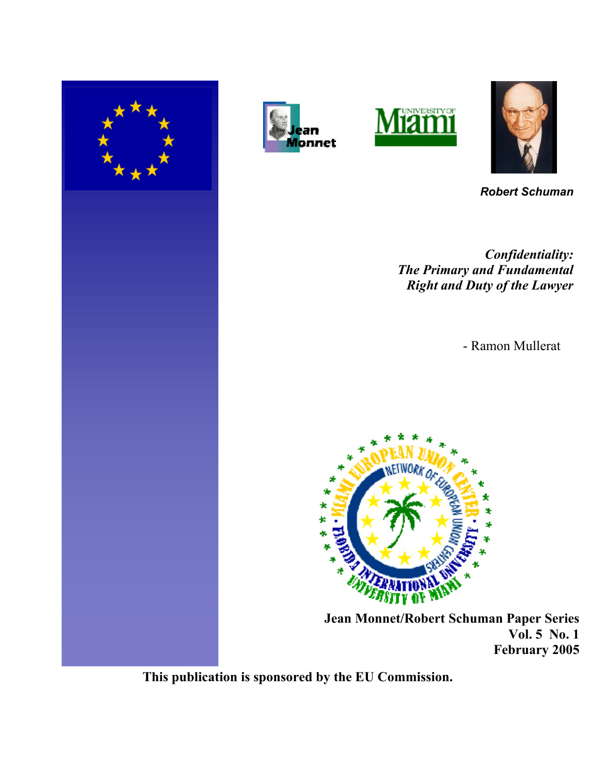*Robert Schuman*

# *Confidentiality: The Primary and Fundamental Right and Duty of the Lawyer*

- Ramon Mullerat

**Jean Monnet/Robert Schuman Paper Series**
**Vol. 5 No. 1**
**February 2005**

**This publication is sponsored by the EU Commission.**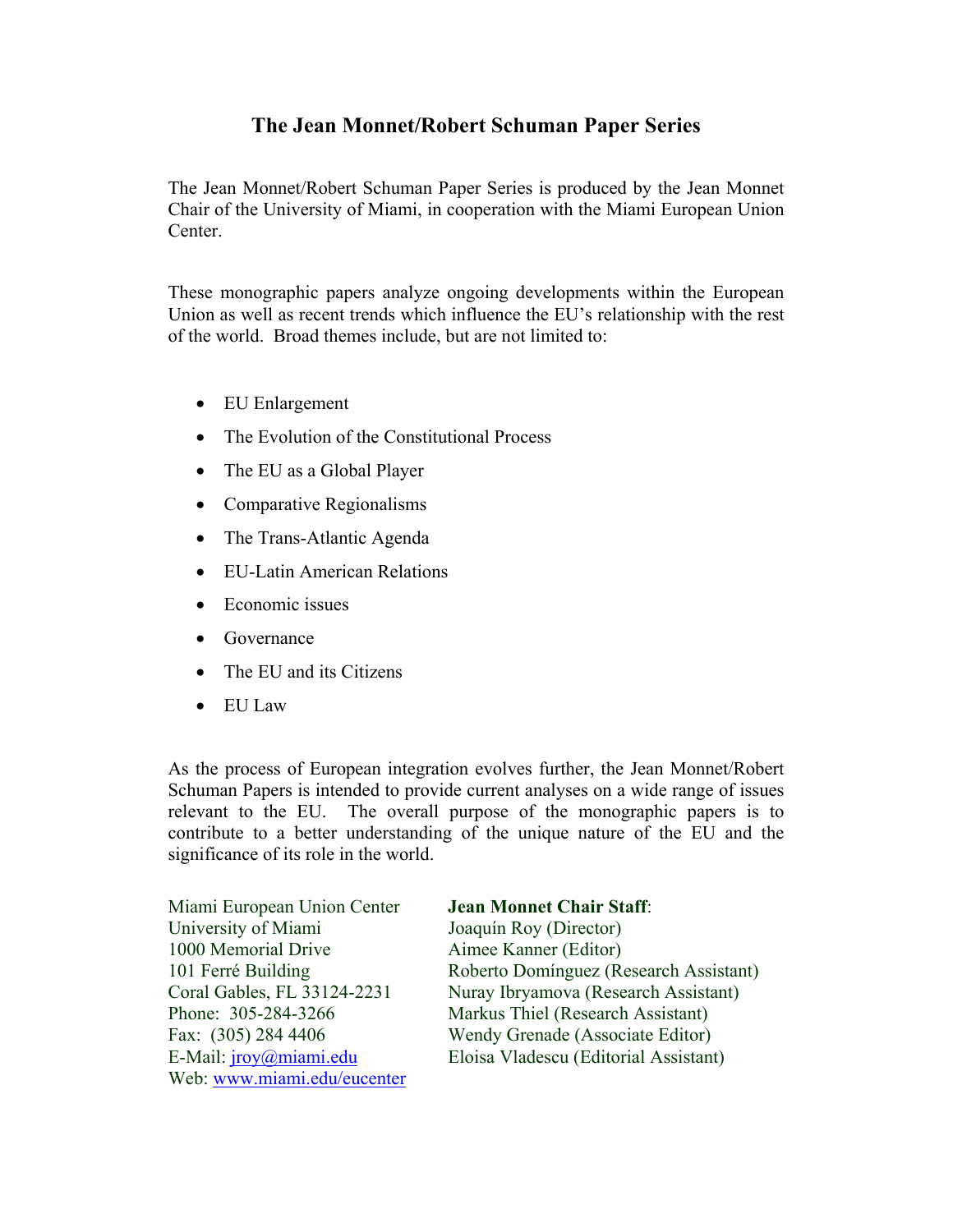# The Jean Monnet/Robert Schuman Paper Series

The Jean Monnet/Robert Schuman Paper Series is produced by the Jean Monnet Chair of the University of Miami, in cooperation with the Miami European Union Center.

These monographic papers analyze ongoing developments within the European Union as well as recent trends which influence the EU's relationship with the rest of the world. Broad themes include, but are not limited to:

- EU Enlargement
- The Evolution of the Constitutional Process
- The EU as a Global Player
- Comparative Regionalisms
- The Trans-Atlantic Agenda
- EU-Latin American Relations
- Economic issues
- Governance
- The EU and its Citizens
- EU Law

As the process of European integration evolves further, the Jean Monnet/Robert Schuman Papers is intended to provide current analyses on a wide range of issues relevant to the EU. The overall purpose of the monographic papers is to contribute to a better understanding of the unique nature of the EU and the significance of its role in the world.

Miami European Union Center
University of Miami
1000 Memorial Drive
101 Ferré Building
Coral Gables, FL 33124-2231
Phone: 305-284-3266
Fax: (305) 284 4406
E-Mail: jroy@miami.edu
Web: www.miami.edu/eucenter

**Jean Monnet Chair Staff**:
Joaquín Roy (Director)
Aimee Kanner (Editor)
Roberto Domínguez (Research Assistant)
Nuray Ibryamova (Research Assistant)
Markus Thiel (Research Assistant)
Wendy Grenade (Associate Editor)
Eloisa Vladescu (Editorial Assistant)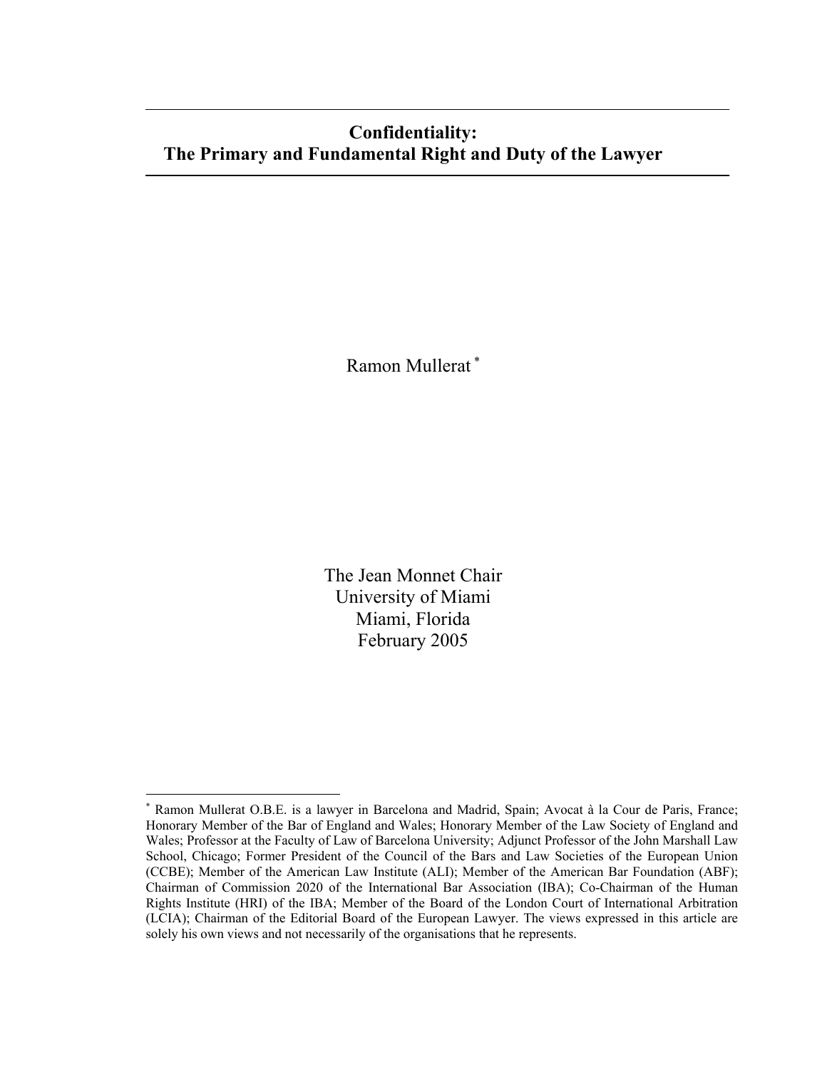# Confidentiality: The Primary and Fundamental Right and Duty of the Lawyer

Ramon Mullerat [*]

The Jean Monnet Chair
University of Miami
Miami, Florida
February 2005

---

[*] Ramon Mullerat O.B.E. is a lawyer in Barcelona and Madrid, Spain; Avocat à la Cour de Paris, France; Honorary Member of the Bar of England and Wales; Honorary Member of the Law Society of England and Wales; Professor at the Faculty of Law of Barcelona University; Adjunct Professor of the John Marshall Law School, Chicago; Former President of the Council of the Bars and Law Societies of the European Union (CCBE); Member of the American Law Institute (ALI); Member of the American Bar Foundation (ABF); Chairman of Commission 2020 of the International Bar Association (IBA); Co-Chairman of the Human Rights Institute (HRI) of the IBA; Member of the Board of the London Court of International Arbitration (LCIA); Chairman of the Editorial Board of the European Lawyer. The views expressed in this article are solely his own views and not necessarily of the organisations that he represents.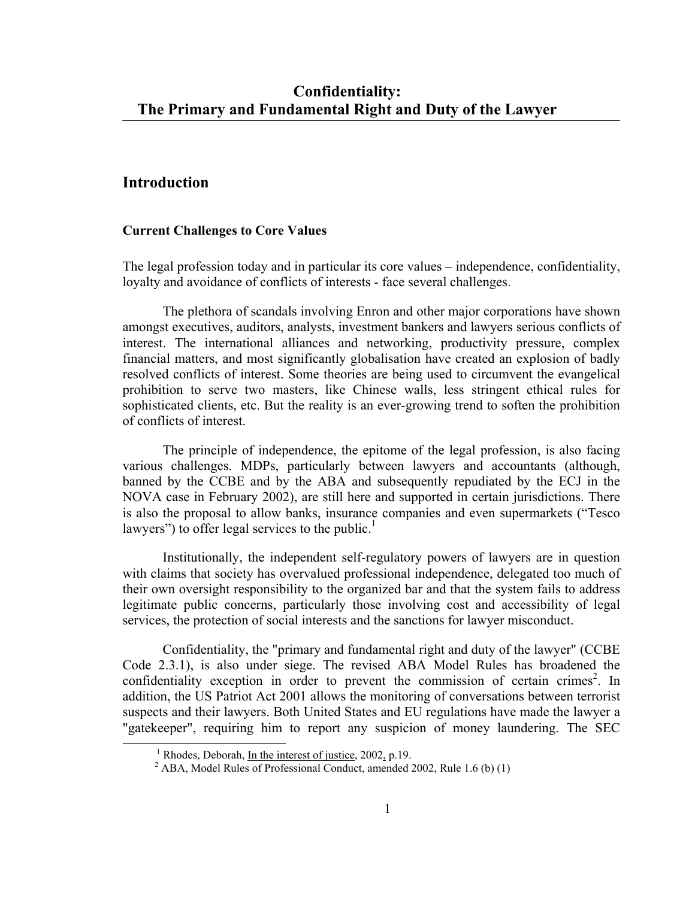# Confidentiality:
# The Primary and Fundamental Right and Duty of the Lawyer

## Introduction

### Current Challenges to Core Values

The legal profession today and in particular its core values – independence, confidentiality, loyalty and avoidance of conflicts of interests - face several challenges.

The plethora of scandals involving Enron and other major corporations have shown amongst executives, auditors, analysts, investment bankers and lawyers serious conflicts of interest. The international alliances and networking, productivity pressure, complex financial matters, and most significantly globalisation have created an explosion of badly resolved conflicts of interest. Some theories are being used to circumvent the evangelical prohibition to serve two masters, like Chinese walls, less stringent ethical rules for sophisticated clients, etc. But the reality is an ever-growing trend to soften the prohibition of conflicts of interest.

The principle of independence, the epitome of the legal profession, is also facing various challenges. MDPs, particularly between lawyers and accountants (although, banned by the CCBE and by the ABA and subsequently repudiated by the ECJ in the NOVA case in February 2002), are still here and supported in certain jurisdictions. There is also the proposal to allow banks, insurance companies and even supermarkets ("Tesco lawyers") to offer legal services to the public.[1]

Institutionally, the independent self-regulatory powers of lawyers are in question with claims that society has overvalued professional independence, delegated too much of their own oversight responsibility to the organized bar and that the system fails to address legitimate public concerns, particularly those involving cost and accessibility of legal services, the protection of social interests and the sanctions for lawyer misconduct.

Confidentiality, the "primary and fundamental right and duty of the lawyer" (CCBE Code 2.3.1), is also under siege. The revised ABA Model Rules has broadened the confidentiality exception in order to prevent the commission of certain crimes[2]. In addition, the US Patriot Act 2001 allows the monitoring of conversations between terrorist suspects and their lawyers. Both United States and EU regulations have made the lawyer a "gatekeeper", requiring him to report any suspicion of money laundering. The SEC

---

[1] Rhodes, Deborah, In the interest of justice, 2002, p.19.

[2] ABA, Model Rules of Professional Conduct, amended 2002, Rule 1.6 (b) (1)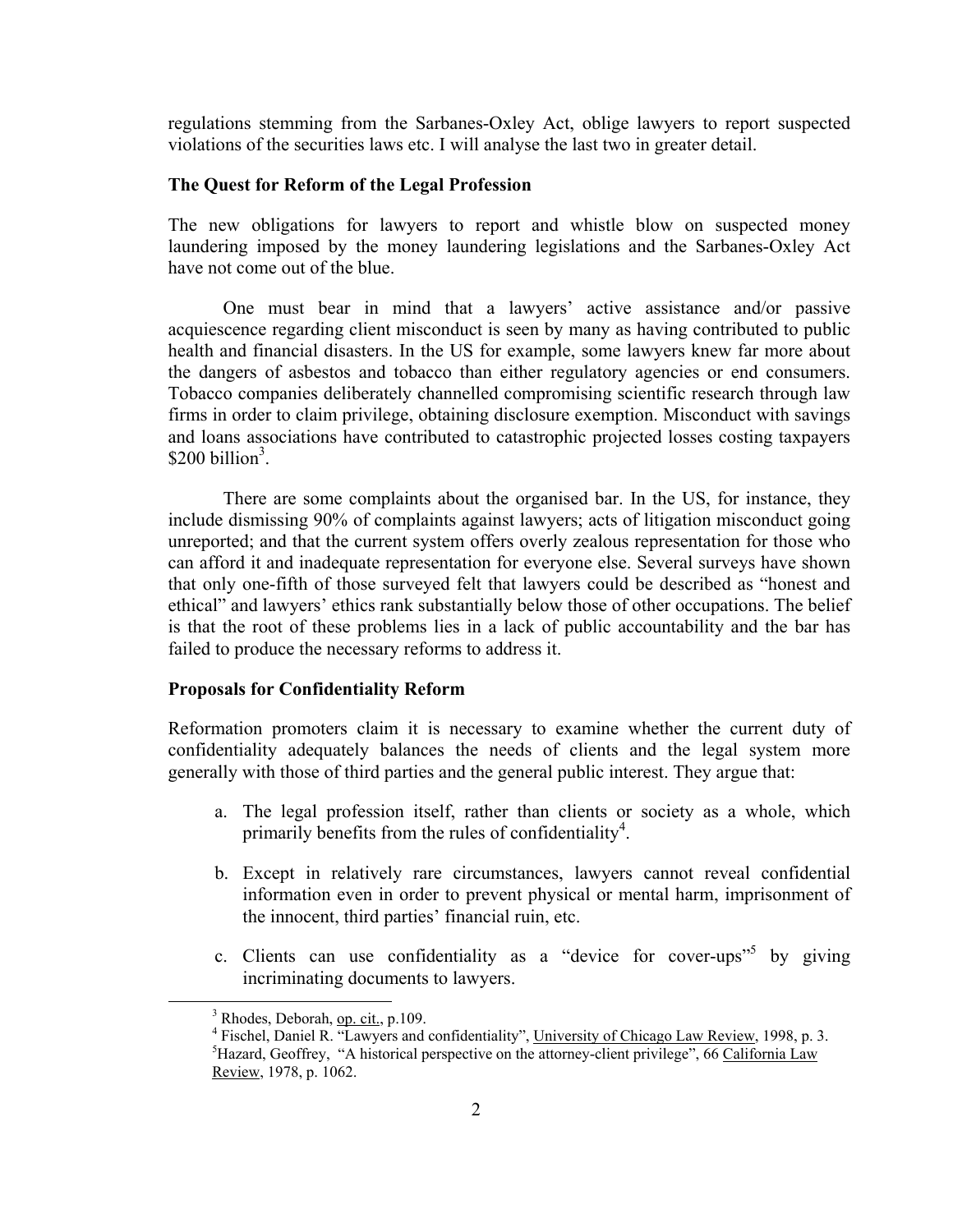regulations stemming from the Sarbanes-Oxley Act, oblige lawyers to report suspected violations of the securities laws etc. I will analyse the last two in greater detail.

**The Quest for Reform of the Legal Profession**

The new obligations for lawyers to report and whistle blow on suspected money laundering imposed by the money laundering legislations and the Sarbanes-Oxley Act have not come out of the blue.

One must bear in mind that a lawyers' active assistance and/or passive acquiescence regarding client misconduct is seen by many as having contributed to public health and financial disasters. In the US for example, some lawyers knew far more about the dangers of asbestos and tobacco than either regulatory agencies or end consumers. Tobacco companies deliberately channelled compromising scientific research through law firms in order to claim privilege, obtaining disclosure exemption. Misconduct with savings and loans associations have contributed to catastrophic projected losses costing taxpayers $200 billion[3].

There are some complaints about the organised bar. In the US, for instance, they include dismissing 90% of complaints against lawyers; acts of litigation misconduct going unreported; and that the current system offers overly zealous representation for those who can afford it and inadequate representation for everyone else. Several surveys have shown that only one-fifth of those surveyed felt that lawyers could be described as "honest and ethical" and lawyers' ethics rank substantially below those of other occupations. The belief is that the root of these problems lies in a lack of public accountability and the bar has failed to produce the necessary reforms to address it.

**Proposals for Confidentiality Reform**

Reformation promoters claim it is necessary to examine whether the current duty of confidentiality adequately balances the needs of clients and the legal system more generally with those of third parties and the general public interest. They argue that:

a. The legal profession itself, rather than clients or society as a whole, which primarily benefits from the rules of confidentiality[4].

b. Except in relatively rare circumstances, lawyers cannot reveal confidential information even in order to prevent physical or mental harm, imprisonment of the innocent, third parties' financial ruin, etc.

c. Clients can use confidentiality as a "device for cover-ups"[5] by giving incriminating documents to lawyers.

---

[3] Rhodes, Deborah, op. cit., p.109.

[4] Fischel, Daniel R. "Lawyers and confidentiality", University of Chicago Law Review, 1998, p. 3.

[5] Hazard, Geoffrey, "A historical perspective on the attorney-client privilege", 66 California Law Review, 1978, p. 1062.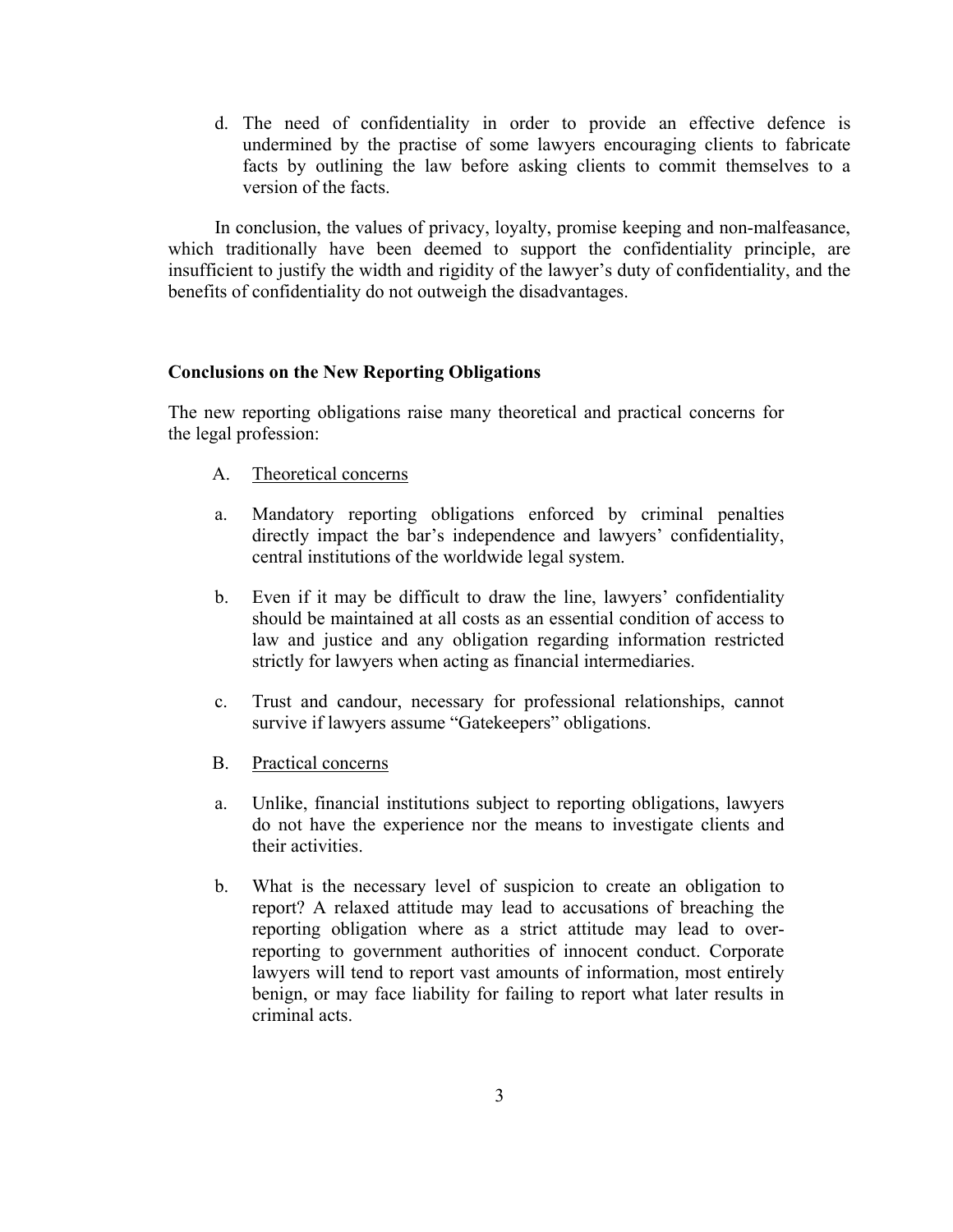d. The need of confidentiality in order to provide an effective defence is undermined by the practise of some lawyers encouraging clients to fabricate facts by outlining the law before asking clients to commit themselves to a version of the facts.

In conclusion, the values of privacy, loyalty, promise keeping and non-malfeasance, which traditionally have been deemed to support the confidentiality principle, are insufficient to justify the width and rigidity of the lawyer's duty of confidentiality, and the benefits of confidentiality do not outweigh the disadvantages.

**Conclusions on the New Reporting Obligations**

The new reporting obligations raise many theoretical and practical concerns for the legal profession:

A. Theoretical concerns

a. Mandatory reporting obligations enforced by criminal penalties directly impact the bar's independence and lawyers' confidentiality, central institutions of the worldwide legal system.

b. Even if it may be difficult to draw the line, lawyers' confidentiality should be maintained at all costs as an essential condition of access to law and justice and any obligation regarding information restricted strictly for lawyers when acting as financial intermediaries.

c. Trust and candour, necessary for professional relationships, cannot survive if lawyers assume "Gatekeepers" obligations.

B. Practical concerns

a. Unlike, financial institutions subject to reporting obligations, lawyers do not have the experience nor the means to investigate clients and their activities.

b. What is the necessary level of suspicion to create an obligation to report? A relaxed attitude may lead to accusations of breaching the reporting obligation where as a strict attitude may lead to over-reporting to government authorities of innocent conduct. Corporate lawyers will tend to report vast amounts of information, most entirely benign, or may face liability for failing to report what later results in criminal acts.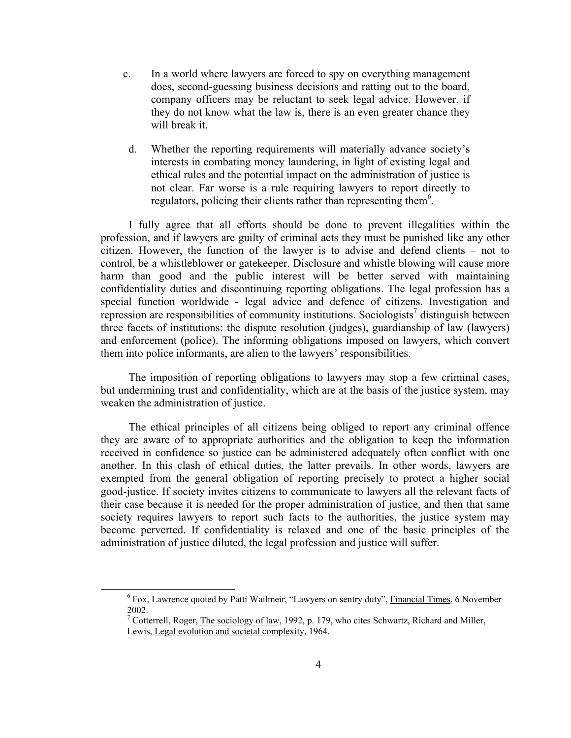c. In a world where lawyers are forced to spy on everything management does, second-guessing business decisions and ratting out to the board, company officers may be reluctant to seek legal advice. However, if they do not know what the law is, there is an even greater chance they will break it.

d. Whether the reporting requirements will materially advance society's interests in combating money laundering, in light of existing legal and ethical rules and the potential impact on the administration of justice is not clear. Far worse is a rule requiring lawyers to report directly to regulators, policing their clients rather than representing them[6].

I fully agree that all efforts should be done to prevent illegalities within the profession, and if lawyers are guilty of criminal acts they must be punished like any other citizen. However, the function of the lawyer is to advise and defend clients – not to control, be a whistleblower or gatekeeper. Disclosure and whistle blowing will cause more harm than good and the public interest will be better served with maintaining confidentiality duties and discontinuing reporting obligations. The legal profession has a special function worldwide - legal advice and defence of citizens. Investigation and repression are responsibilities of community institutions. Sociologists[7] distinguish between three facets of institutions: the dispute resolution (judges), guardianship of law (lawyers) and enforcement (police). The informing obligations imposed on lawyers, which convert them into police informants, are alien to the lawyers' responsibilities.

The imposition of reporting obligations to lawyers may stop a few criminal cases, but undermining trust and confidentiality, which are at the basis of the justice system, may weaken the administration of justice.

The ethical principles of all citizens being obliged to report any criminal offence they are aware of to appropriate authorities and the obligation to keep the information received in confidence so justice can be administered adequately often conflict with one another. In this clash of ethical duties, the latter prevails. In other words, lawyers are exempted from the general obligation of reporting precisely to protect a higher social good-justice. If society invites citizens to communicate to lawyers all the relevant facts of their case because it is needed for the proper administration of justice, and then that same society requires lawyers to report such facts to the authorities, the justice system may become perverted. If confidentiality is relaxed and one of the basic principles of the administration of justice diluted, the legal profession and justice will suffer.

---

[6] Fox, Lawrence quoted by Patti Wailmeir, "Lawyers on sentry duty", Financial Times, 6 November 2002.

[7] Cotterrell, Roger, The sociology of law, 1992, p. 179, who cites Schwartz, Richard and Miller, Lewis, Legal evolution and societal complexity, 1964.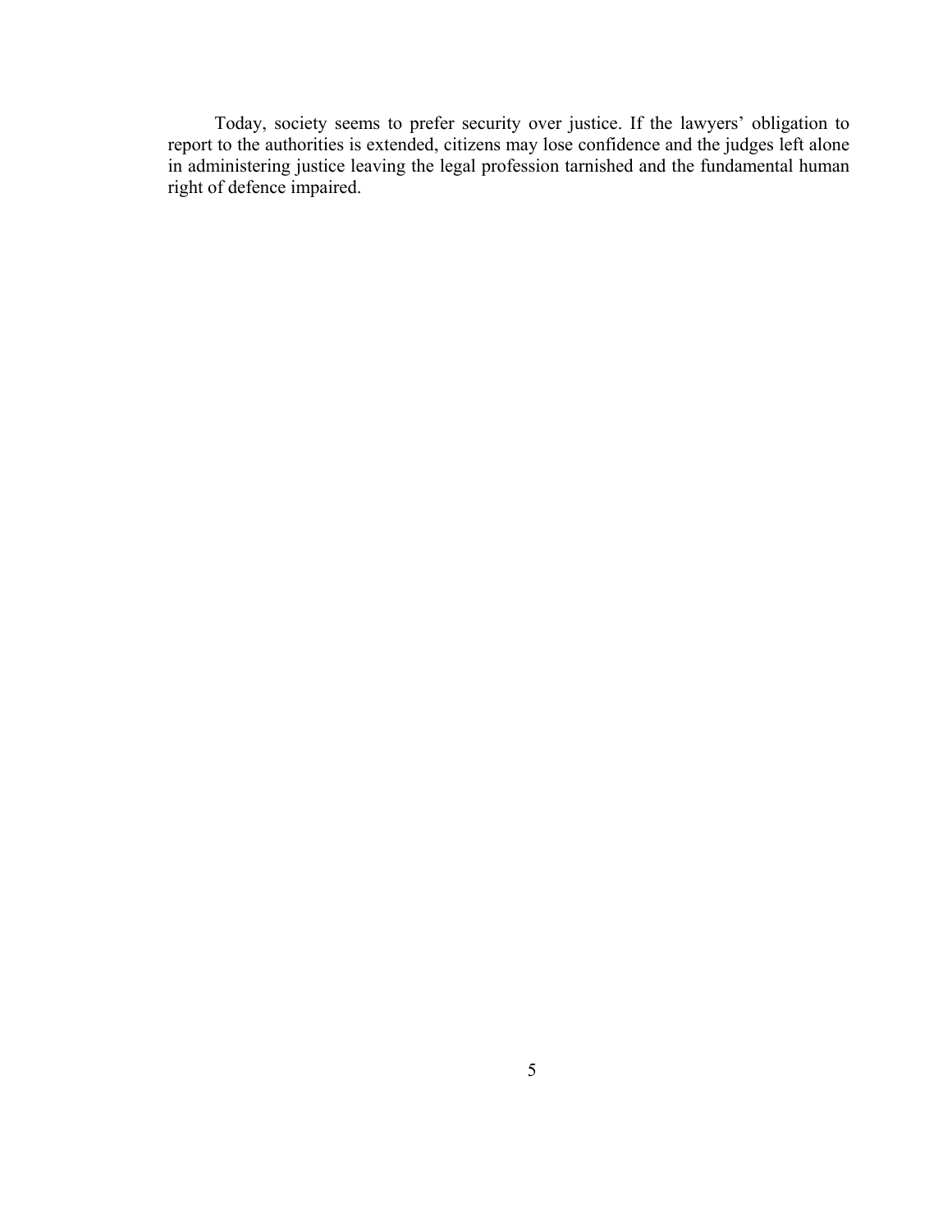Today, society seems to prefer security over justice. If the lawyers' obligation to report to the authorities is extended, citizens may lose confidence and the judges left alone in administering justice leaving the legal profession tarnished and the fundamental human right of defence impaired.